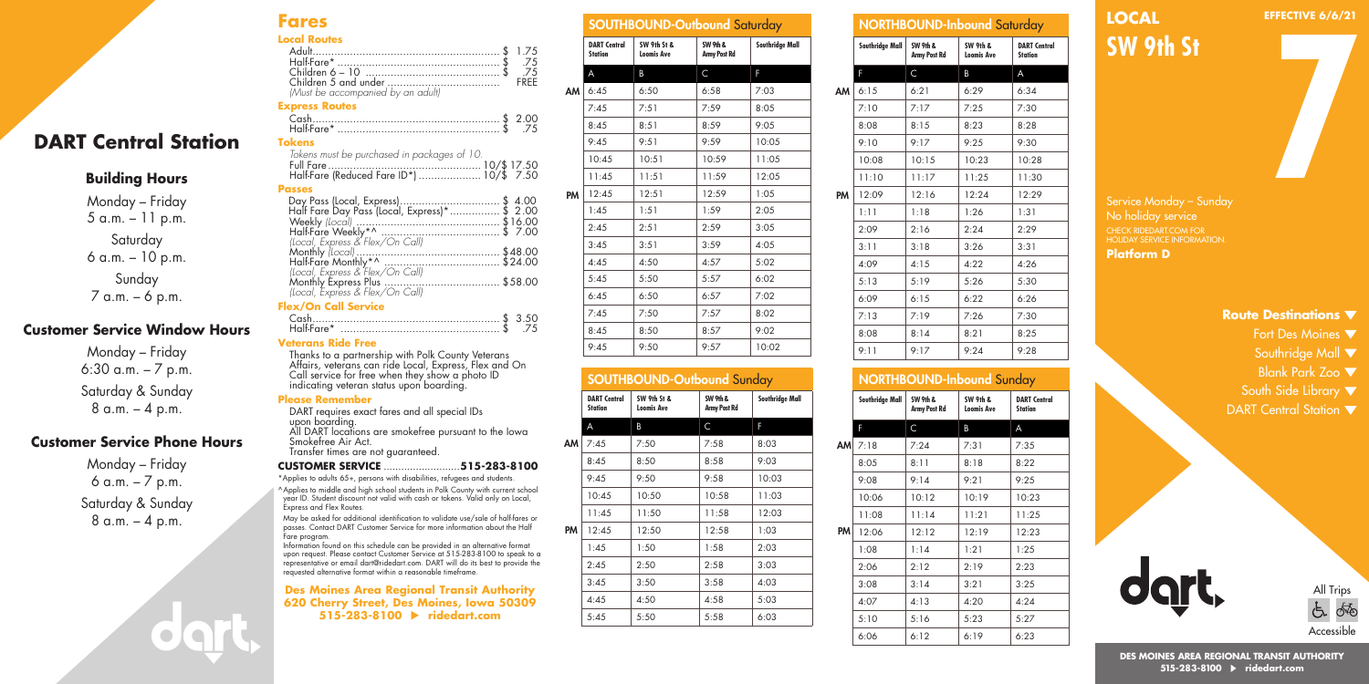# DART Central Station

## Building Hours

Monday – Friday
5 a.m. – 11 p.m.

Saturday
6 a.m. – 10 p.m.

Sunday
7 a.m. – 6 p.m.

## Customer Service Window Hours

Monday – Friday
6:30 a.m. – 7 p.m.

Saturday & Sunday
8 a.m. – 4 p.m.

## Customer Service Phone Hours

Monday – Friday
6 a.m. – 7 p.m.

Saturday & Sunday
8 a.m. – 4 p.m.

# Fares

### Local Routes

Adult ........................................ $ 1.75
Half-Fare* ................................... $ .75
Children 6 – 10 ............................. $ .75
Children 5 and under ....................... FREE
*(Must be accompanied by an adult)*

### Express Routes

Cash ......................................... $ 2.00
Half-Fare* ................................... $ .75

### Tokens

*Tokens must be purchased in packages of 10.*
Full Fare ..................................... 10/$ 17.50
Half-Fare (Reduced Fare ID*) ................ 10/$ 7.50

### Passes

Day Pass (Local, Express) .................... $ 4.00
Half Fare Day Pass (Local, Express)* ......... $ 2.00
Weekly *(Local)* ............................. $16.00
Half-Fare Weekly*^ ........................... $ 7.00
*(Local, Express & Flex/On Call)*
Monthly *(Local)* ............................ $48.00
Half-Fare Monthly*^ .......................... $24.00
*(Local, Express & Flex/On Call)*
Monthly Express Plus ......................... $58.00
*(Local, Express & Flex/On Call)*

### Flex/On Call Service

Cash ......................................... $ 3.50
Half-Fare* ................................... $ .75

### Veterans Ride Free

Thanks to a partnership with Polk County Veterans Affairs, veterans can ride Local, Express, Flex and On Call service for free when they show a photo ID indicating veteran status upon boarding.

### Please Remember

DART requires exact fares and all special IDs upon boarding.
All DART locations are smokefree pursuant to the Iowa Smokefree Air Act.
Transfer times are not guaranteed.

**CUSTOMER SERVICE ........................ 515-283-8100**

*Applies to adults 65+, persons with disabilities, refugees and students.

^Applies to middle and high school students in Polk County with current school year ID. Student discount not valid with cash or tokens. Valid only on Local, Express and Flex Routes.

May be asked for additional identification to validate use/sale of half-fares or passes. Contact DART Customer Service for more information about the Half Fare program.

Information found on this schedule can be provided in an alternative format upon request. Please contact Customer Service at 515-283-8100 to speak to a representative or email dart@ridedart.com. DART will do its best to provide the requested alternative format within a reasonable timeframe.

**Des Moines Area Regional Transit Authority**
**620 Cherry Street, Des Moines, Iowa 50309**
**515-283-8100 ▶ ridedart.com**

## SOUTHBOUND-Outbound Saturday

| | DART Central Station | SW 9th St & Loomis Ave | SW 9th & Army Post Rd | Southridge Mall |
|---|---|---|---|---|
| | A | B | C | F |
| AM | 6:45 | 6:50 | 6:58 | 7:03 |
| | 7:45 | 7:51 | 7:59 | 8:05 |
| | 8:45 | 8:51 | 8:59 | 9:05 |
| | 9:45 | 9:51 | 9:59 | 10:05 |
| | 10:45 | 10:51 | 10:59 | 11:05 |
| | 11:45 | 11:51 | 11:59 | 12:05 |
| PM | 12:45 | 12:51 | 12:59 | 1:05 |
| | 1:45 | 1:51 | 1:59 | 2:05 |
| | 2:45 | 2:51 | 2:59 | 3:05 |
| | 3:45 | 3:51 | 3:59 | 4:05 |
| | 4:45 | 4:50 | 4:57 | 5:02 |
| | 5:45 | 5:50 | 5:57 | 6:02 |
| | 6:45 | 6:50 | 6:57 | 7:02 |
| | 7:45 | 7:50 | 7:57 | 8:02 |
| | 8:45 | 8:50 | 8:57 | 9:02 |
| | 9:45 | 9:50 | 9:57 | 10:02 |

## SOUTHBOUND-Outbound Sunday

| | DART Central Station | SW 9th St & Loomis Ave | SW 9th & Army Post Rd | Southridge Mall |
|---|---|---|---|---|
| | A | B | C | F |
| AM | 7:45 | 7:50 | 7:58 | 8:03 |
| | 8:45 | 8:50 | 8:58 | 9:03 |
| | 9:45 | 9:50 | 9:58 | 10:03 |
| | 10:45 | 10:50 | 10:58 | 11:03 |
| | 11:45 | 11:50 | 11:58 | 12:03 |
| PM | 12:45 | 12:50 | 12:58 | 1:03 |
| | 1:45 | 1:50 | 1:58 | 2:03 |
| | 2:45 | 2:50 | 2:58 | 3:03 |
| | 3:45 | 3:50 | 3:58 | 4:03 |
| | 4:45 | 4:50 | 4:58 | 5:03 |
| | 5:45 | 5:50 | 5:58 | 6:03 |

## NORTHBOUND-Inbound Saturday

| | Southridge Mall | SW 9th & Army Post Rd | SW 9th & Loomis Ave | DART Central Station |
|---|---|---|---|---|
| | F | C | B | A |
| AM | 6:15 | 6:21 | 6:29 | 6:34 |
| | 7:10 | 7:17 | 7:25 | 7:30 |
| | 8:08 | 8:15 | 8:23 | 8:28 |
| | 9:10 | 9:17 | 9:25 | 9:30 |
| | 10:08 | 10:15 | 10:23 | 10:28 |
| | 11:10 | 11:17 | 11:25 | 11:30 |
| PM | 12:09 | 12:16 | 12:24 | 12:29 |
| | 1:11 | 1:18 | 1:26 | 1:31 |
| | 2:09 | 2:16 | 2:24 | 2:29 |
| | 3:11 | 3:18 | 3:26 | 3:31 |
| | 4:09 | 4:15 | 4:22 | 4:26 |
| | 5:13 | 5:19 | 5:26 | 5:30 |
| | 6:09 | 6:15 | 6:22 | 6:26 |
| | 7:13 | 7:19 | 7:26 | 7:30 |
| | 8:08 | 8:14 | 8:21 | 8:25 |
| | 9:11 | 9:17 | 9:24 | 9:28 |

## NORTHBOUND-Inbound Sunday

| | Southridge Mall | SW 9th & Army Post Rd | SW 9th & Loomis Ave | DART Central Station |
|---|---|---|---|---|
| | F | C | B | A |
| AM | 7:18 | 7:24 | 7:31 | 7:35 |
| | 8:05 | 8:11 | 8:18 | 8:22 |
| | 9:08 | 9:14 | 9:21 | 9:25 |
| | 10:06 | 10:12 | 10:19 | 10:23 |
| | 11:08 | 11:14 | 11:21 | 11:25 |
| PM | 12:06 | 12:12 | 12:19 | 12:23 |
| | 1:08 | 1:14 | 1:21 | 1:25 |
| | 2:06 | 2:12 | 2:19 | 2:23 |
| | 3:08 | 3:14 | 3:21 | 3:25 |
| | 4:07 | 4:13 | 4:20 | 4:24 |
| | 5:10 | 5:16 | 5:23 | 5:27 |
| | 6:06 | 6:12 | 6:19 | 6:23 |

# LOCAL SW 9th St

**EFFECTIVE 6/6/21**

# 7

Service Monday – Sunday
No holiday service
CHECK RIDEDART.COM FOR HOLIDAY SERVICE INFORMATION.

**Platform D**

### Route Destinations ▼

Fort Des Moines ▼
Southridge Mall ▼
Blank Park Zoo ▼
South Side Library ▼
DART Central Station ▼

All Trips Accessible

**DES MOINES AREA REGIONAL TRANSIT AUTHORITY**
**515-283-8100 ▶ ridedart.com**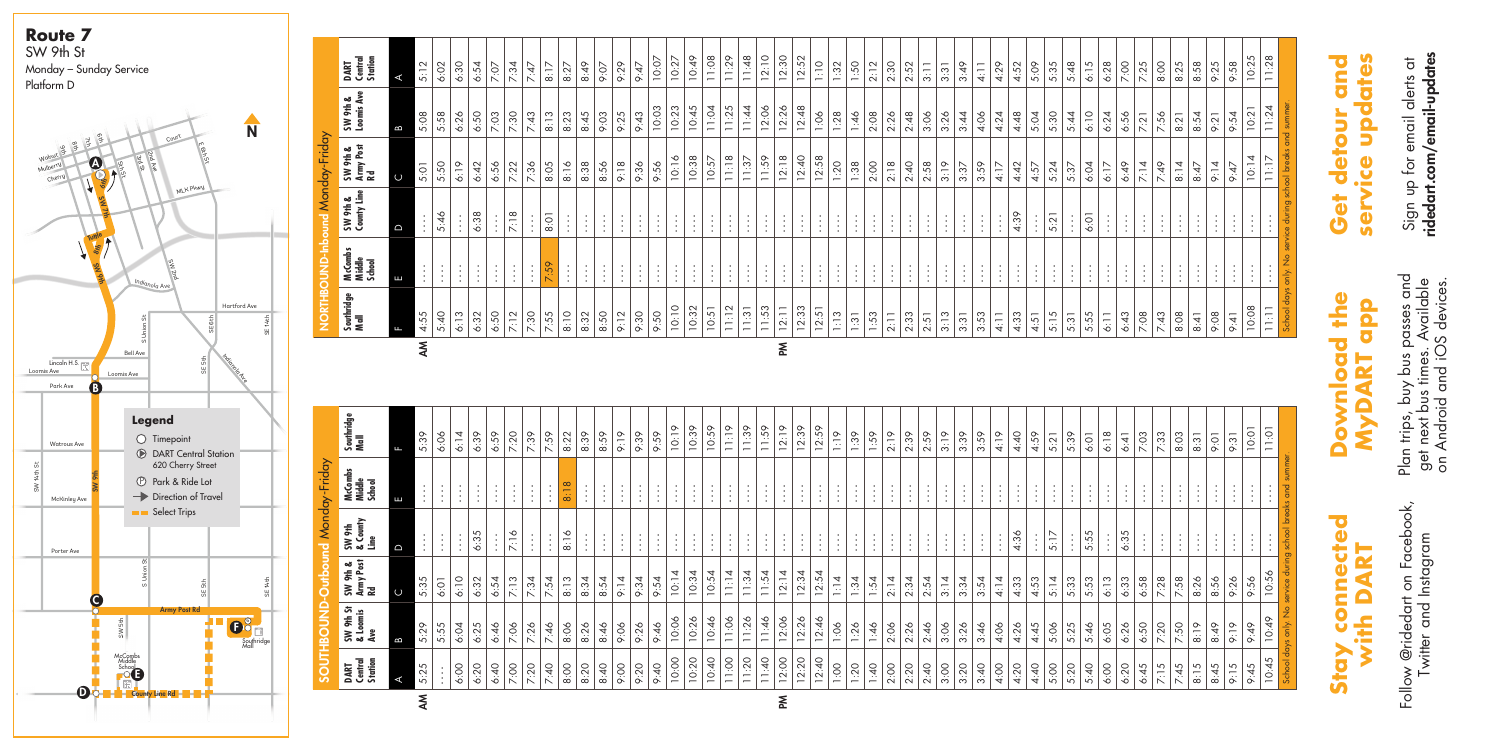# Route 7

SW 9th St

Monday – Sunday Service

Platform D

**Legend**

- Timepoint
- DART Central Station 620 Cherry Street
- Park & Ride Lot
- Direction of Travel
- Select Trips

## SOUTHBOUND-Outbound Monday-Friday

| | DART Central Station | SW 9th St & Loomis Ave | SW 9th & Army Post Rd | SW 9th & County Line | McCombs Middle School | Southridge Mall |
|---|---|---|---|---|---|---|
| | A | B | C | D | E | F |
| AM | 5:25 | 5:29 | 5:35 | .... | .... | 5:39 |
| | .... | 5:55 | 6:01 | .... | .... | 6:06 |
| | 6:00 | 6:04 | 6:10 | .... | .... | 6:14 |
| | 6:20 | 6:25 | 6:32 | 6:35 | .... | 6:39 |
| | 6:40 | 6:46 | 6:54 | .... | .... | 6:59 |
| | 7:00 | 7:06 | 7:13 | 7:16 | .... | 7:20 |
| | 7:20 | 7:26 | 7:34 | .... | .... | 7:39 |
| | 7:40 | 7:46 | 7:54 | .... | .... | 7:59 |
| | 8:00 | 8:06 | 8:13 | 8:16 | 8:18 | 8:22 |
| | 8:20 | 8:26 | 8:34 | .... | .... | 8:39 |
| | 8:40 | 8:46 | 8:54 | .... | .... | 8:59 |
| | 9:00 | 9:06 | 9:14 | .... | .... | 9:19 |
| | 9:20 | 9:26 | 9:34 | .... | .... | 9:39 |
| | 9:40 | 9:46 | 9:54 | .... | .... | 9:59 |
| | 10:00 | 10:06 | 10:14 | .... | .... | 10:19 |
| | 10:20 | 10:26 | 10:34 | .... | .... | 10:39 |
| | 10:40 | 10:46 | 10:54 | .... | .... | 10:59 |
| | 11:00 | 11:06 | 11:14 | .... | .... | 11:19 |
| | 11:20 | 11:26 | 11:34 | .... | .... | 11:39 |
| | 11:40 | 11:46 | 11:54 | .... | .... | 11:59 |
| PM | 12:00 | 12:06 | 12:14 | .... | .... | 12:19 |
| | 12:20 | 12:26 | 12:34 | .... | .... | 12:39 |
| | 12:40 | 12:46 | 12:54 | .... | .... | 12:59 |
| | 1:00 | 1:06 | 1:14 | .... | .... | 1:19 |
| | 1:20 | 1:26 | 1:34 | .... | .... | 1:39 |
| | 1:40 | 1:46 | 1:54 | .... | .... | 1:59 |
| | 2:00 | 2:06 | 2:14 | .... | .... | 2:19 |
| | 2:20 | 2:26 | 2:34 | .... | .... | 2:39 |
| | 2:40 | 2:46 | 2:54 | .... | .... | 2:59 |
| | 3:00 | 3:06 | 3:14 | .... | .... | 3:19 |
| | 3:20 | 3:26 | 3:34 | .... | .... | 3:39 |
| | 3:40 | 3:46 | 3:54 | .... | .... | 3:59 |
| | 4:00 | 4:06 | 4:14 | .... | .... | 4:19 |
| | 4:20 | 4:26 | 4:33 | 4:36 | .... | 4:40 |
| | 4:40 | 4:45 | 4:53 | .... | .... | 4:59 |
| | 5:00 | 5:06 | 5:14 | 5:17 | .... | 5:21 |
| | 5:20 | 5:25 | 5:33 | .... | .... | 5:39 |
| | 5:40 | 5:46 | 5:53 | 5:55 | .... | 6:01 |
| | 6:00 | 6:05 | 6:13 | .... | .... | 6:18 |
| | 6:20 | 6:26 | 6:33 | 6:35 | .... | 6:41 |
| | 6:45 | 6:50 | 6:58 | .... | .... | 7:03 |
| | 7:15 | 7:20 | 7:28 | .... | .... | 7:33 |
| | 7:45 | 7:50 | 7:58 | .... | .... | 8:03 |
| | 8:15 | 8:19 | 8:26 | .... | .... | 8:31 |
| | 8:45 | 8:49 | 8:56 | .... | .... | 9:01 |
| | 9:15 | 9:19 | 9:26 | .... | .... | 9:31 |
| | 9:45 | 9:49 | 9:56 | .... | .... | 10:01 |
| | 10:45 | 10:49 | 10:56 | .... | .... | 11:01 |

School days only. No service during school breaks and summer.

## NORTHBOUND-Inbound Monday-Friday

| | Southridge Mall | McCombs Middle School | SW 9th & County Line Rd | SW 9th & Army Post Rd | SW 9th & Loomis Ave | DART Central Station |
|---|---|---|---|---|---|---|
| | F | E | D | C | B | A |
| AM | 4:55 | .... | .... | 5:01 | 5:08 | 5:12 |
| | 5:40 | .... | 5:46 | 5:50 | 5:58 | 6:02 |
| | 6:13 | .... | .... | 6:19 | 6:26 | 6:30 |
| | 6:32 | .... | 6:38 | 6:42 | 6:50 | 6:54 |
| | 6:50 | .... | .... | 6:56 | 7:03 | 7:07 |
| | 7:12 | .... | 7:18 | 7:22 | 7:30 | 7:34 |
| | 7:30 | .... | .... | 7:36 | 7:43 | 7:47 |
| | 7:55 | 7:59 | 8:01 | 8:05 | 8:13 | 8:17 |
| | 8:10 | .... | .... | 8:16 | 8:23 | 8:27 |
| | 8:32 | .... | .... | 8:38 | 8:45 | 8:49 |
| | 8:50 | .... | .... | 8:56 | 9:03 | 9:07 |
| | 9:12 | .... | .... | 9:18 | 9:25 | 9:29 |
| | 9:30 | .... | .... | 9:36 | 9:43 | 9:47 |
| | 9:50 | .... | .... | 9:56 | 10:03 | 10:07 |
| | 10:10 | .... | .... | 10:16 | 10:23 | 10:27 |
| | 10:32 | .... | .... | 10:38 | 10:45 | 10:49 |
| | 10:51 | .... | .... | 10:57 | 11:04 | 11:08 |
| | 11:12 | .... | .... | 11:18 | 11:25 | 11:29 |
| | 11:31 | .... | .... | 11:37 | 11:44 | 11:48 |
| | 11:53 | .... | .... | 11:59 | 12:06 | 12:10 |
| PM | 12:11 | .... | .... | 12:18 | 12:26 | 12:30 |
| | 12:33 | .... | .... | 12:40 | 12:48 | 12:52 |
| | 12:51 | .... | .... | 12:58 | 1:06 | 1:10 |
| | 1:13 | .... | .... | 1:20 | 1:28 | 1:32 |
| | 1:31 | .... | .... | 1:38 | 1:46 | 1:50 |
| | 1:53 | .... | .... | 2:00 | 2:08 | 2:12 |
| | 2:11 | .... | .... | 2:18 | 2:26 | 2:30 |
| | 2:33 | .... | .... | 2:40 | 2:48 | 2:52 |
| | 2:51 | .... | .... | 2:58 | 3:06 | 3:11 |
| | 3:13 | .... | .... | 3:19 | 3:26 | 3:31 |
| | 3:31 | .... | .... | 3:37 | 3:44 | 3:49 |
| | 3:53 | .... | .... | 3:59 | 4:06 | 4:11 |
| | 4:11 | .... | .... | 4:17 | 4:24 | 4:29 |
| | 4:33 | .... | 4:39 | 4:42 | 4:48 | 4:52 |
| | 4:51 | .... | .... | 4:57 | 5:04 | 5:09 |
| | 5:15 | .... | 5:21 | 5:24 | 5:30 | 5:35 |
| | 5:31 | .... | .... | 5:37 | 5:44 | 5:48 |
| | 5:55 | .... | 6:01 | 6:04 | 6:10 | 6:15 |
| | 6:11 | .... | .... | 6:17 | 6:24 | 6:28 |
| | 6:43 | .... | .... | 6:49 | 6:56 | 7:00 |
| | 7:08 | .... | .... | 7:14 | 7:21 | 7:25 |
| | 7:43 | .... | .... | 7:49 | 7:56 | 8:00 |
| | 8:08 | .... | .... | 8:14 | 8:21 | 8:25 |
| | 8:41 | .... | .... | 8:47 | 8:54 | 8:58 |
| | 9:08 | .... | .... | 9:14 | 9:21 | 9:25 |
| | 9:41 | .... | .... | 9:47 | 9:54 | 9:58 |
| | 10:08 | .... | .... | 10:14 | 10:21 | 10:25 |
| | 11:11 | .... | .... | 11:17 | 11:24 | 11:28 |

School days only. No service during school breaks and summer.

## Stay connected with DART

Follow @ridedart on Facebook, Twitter and Instagram

## Download the MyDART app

Plan trips, buy bus passes and get next bus times. Available on Android and iOS devices.

## Get detour and service updates

Sign up for email alerts at **ridedart.com/email-updates**